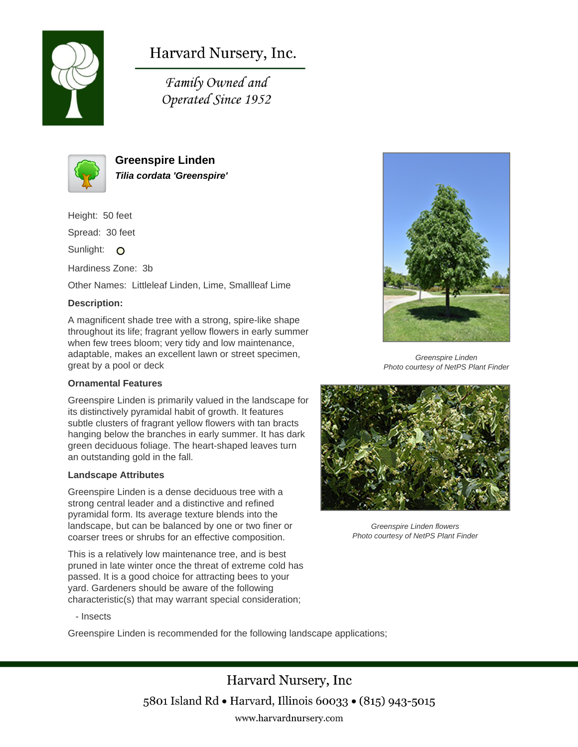# Harvard Nursery, Inc.

*Family Owned and Operated Since 1952*

## Greenspire Linden

***Tilia cordata 'Greenspire'***

Height: 50 feet

Spread: 30 feet

Sunlight: O

Hardiness Zone: 3b

Other Names: Littleleaf Linden, Lime, Smallleaf Lime

**Description:**

A magnificent shade tree with a strong, spire-like shape throughout its life; fragrant yellow flowers in early summer when few trees bloom; very tidy and low maintenance, adaptable, makes an excellent lawn or street specimen, great by a pool or deck

*Greenspire Linden*
*Photo courtesy of NetPS Plant Finder*

**Ornamental Features**

Greenspire Linden is primarily valued in the landscape for its distinctively pyramidal habit of growth. It features subtle clusters of fragrant yellow flowers with tan bracts hanging below the branches in early summer. It has dark green deciduous foliage. The heart-shaped leaves turn an outstanding gold in the fall.

*Greenspire Linden flowers*
*Photo courtesy of NetPS Plant Finder*

**Landscape Attributes**

Greenspire Linden is a dense deciduous tree with a strong central leader and a distinctive and refined pyramidal form. Its average texture blends into the landscape, but can be balanced by one or two finer or coarser trees or shrubs for an effective composition.

This is a relatively low maintenance tree, and is best pruned in late winter once the threat of extreme cold has passed. It is a good choice for attracting bees to your yard. Gardeners should be aware of the following characteristic(s) that may warrant special consideration;

- Insects

Greenspire Linden is recommended for the following landscape applications;

Harvard Nursery, Inc

5801 Island Rd • Harvard, Illinois 60033 • (815) 943-5015

www.harvardnursery.com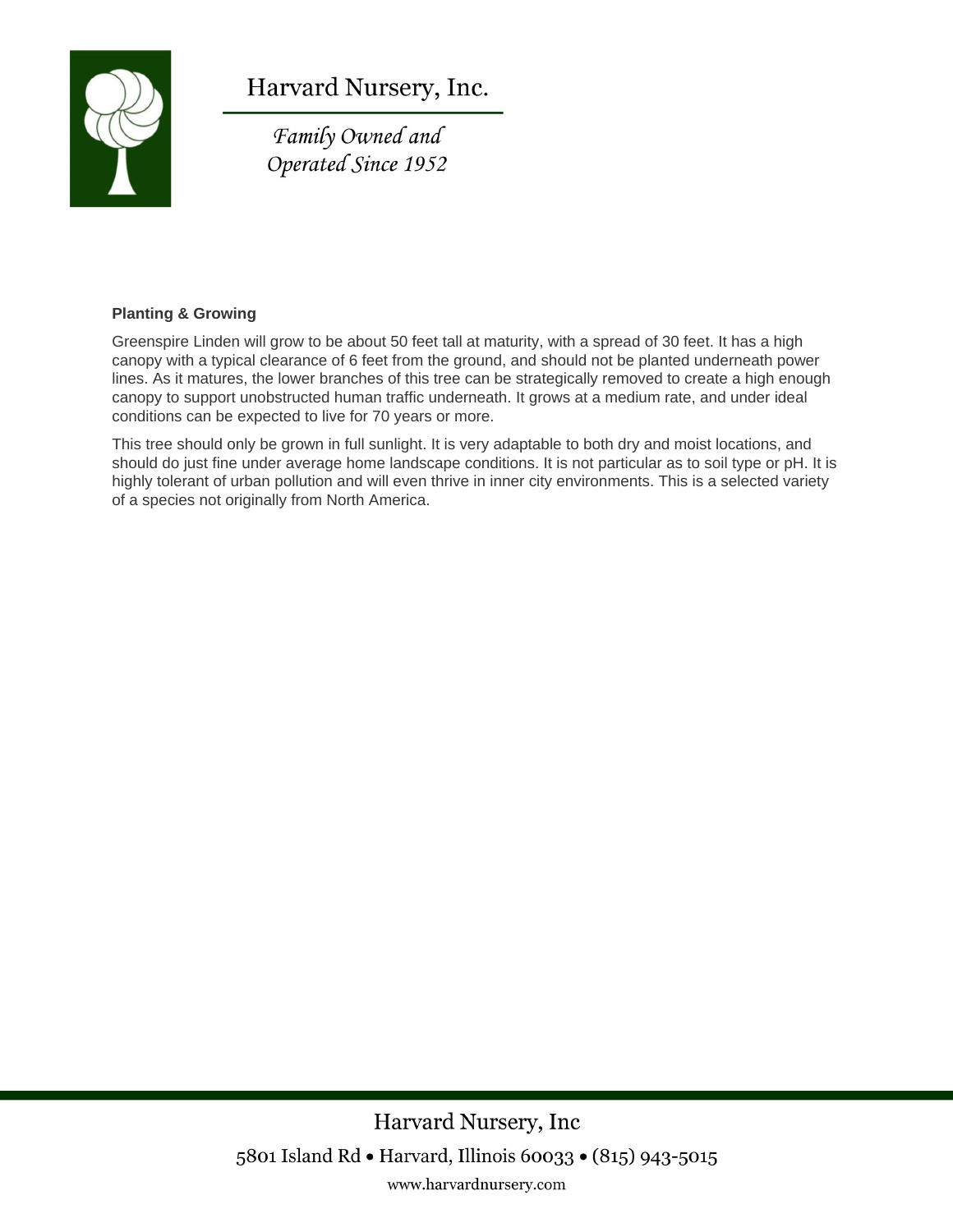### Planting & Growing

Greenspire Linden will grow to be about 50 feet tall at maturity, with a spread of 30 feet. It has a high canopy with a typical clearance of 6 feet from the ground, and should not be planted underneath power lines. As it matures, the lower branches of this tree can be strategically removed to create a high enough canopy to support unobstructed human traffic underneath. It grows at a medium rate, and under ideal conditions can be expected to live for 70 years or more.

This tree should only be grown in full sunlight. It is very adaptable to both dry and moist locations, and should do just fine under average home landscape conditions. It is not particular as to soil type or pH. It is highly tolerant of urban pollution and will even thrive in inner city environments. This is a selected variety of a species not originally from North America.